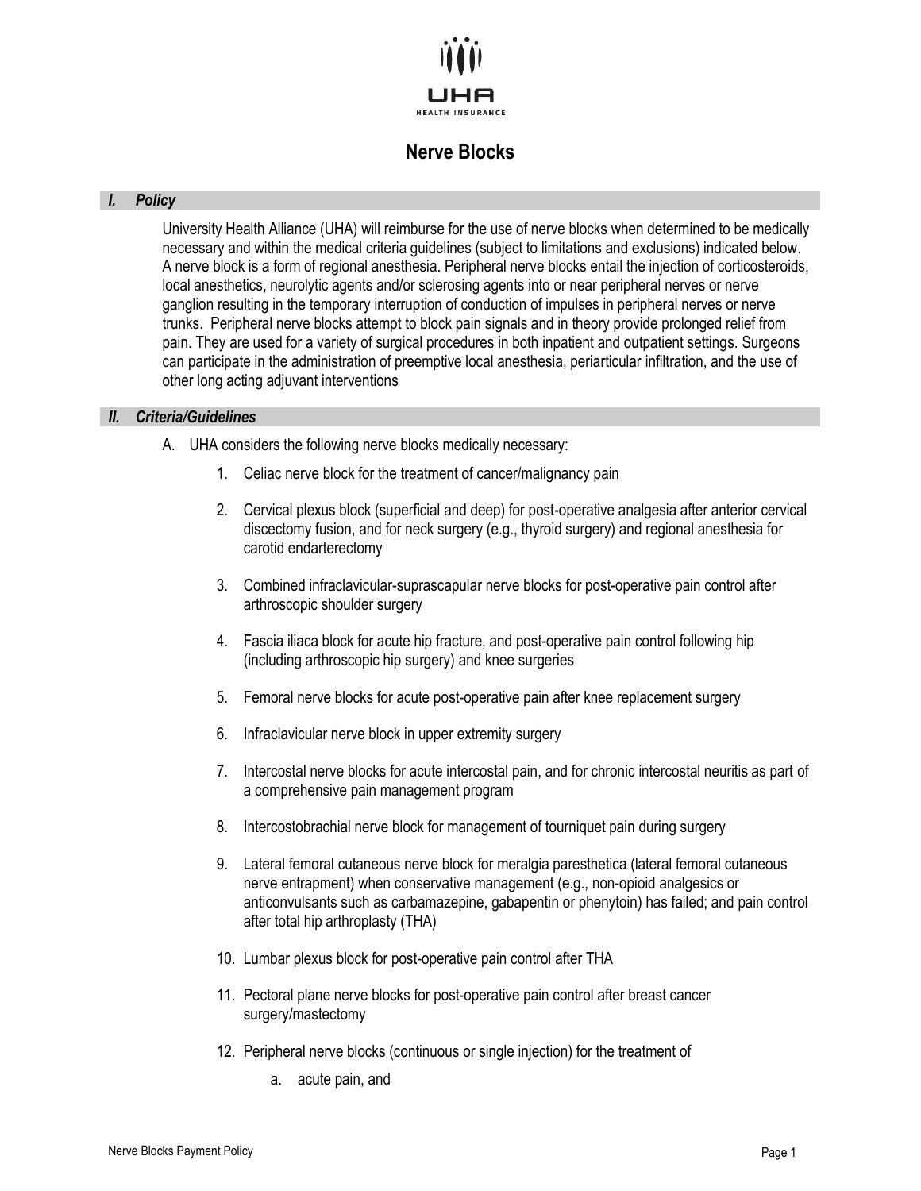UHA
HEALTH INSURANCE

# Nerve Blocks

## *I. Policy*

University Health Alliance (UHA) will reimburse for the use of nerve blocks when determined to be medically necessary and within the medical criteria guidelines (subject to limitations and exclusions) indicated below. A nerve block is a form of regional anesthesia. Peripheral nerve blocks entail the injection of corticosteroids, local anesthetics, neurolytic agents and/or sclerosing agents into or near peripheral nerves or nerve ganglion resulting in the temporary interruption of conduction of impulses in peripheral nerves or nerve trunks. Peripheral nerve blocks attempt to block pain signals and in theory provide prolonged relief from pain. They are used for a variety of surgical procedures in both inpatient and outpatient settings. Surgeons can participate in the administration of preemptive local anesthesia, periarticular infiltration, and the use of other long acting adjuvant interventions

## *II. Criteria/Guidelines*

A. UHA considers the following nerve blocks medically necessary:

1. Celiac nerve block for the treatment of cancer/malignancy pain

2. Cervical plexus block (superficial and deep) for post-operative analgesia after anterior cervical discectomy fusion, and for neck surgery (e.g., thyroid surgery) and regional anesthesia for carotid endarterectomy

3. Combined infraclavicular-suprascapular nerve blocks for post-operative pain control after arthroscopic shoulder surgery

4. Fascia iliaca block for acute hip fracture, and post-operative pain control following hip (including arthroscopic hip surgery) and knee surgeries

5. Femoral nerve blocks for acute post-operative pain after knee replacement surgery

6. Infraclavicular nerve block in upper extremity surgery

7. Intercostal nerve blocks for acute intercostal pain, and for chronic intercostal neuritis as part of a comprehensive pain management program

8. Intercostobrachial nerve block for management of tourniquet pain during surgery

9. Lateral femoral cutaneous nerve block for meralgia paresthetica (lateral femoral cutaneous nerve entrapment) when conservative management (e.g., non-opioid analgesics or anticonvulsants such as carbamazepine, gabapentin or phenytoin) has failed; and pain control after total hip arthroplasty (THA)

10. Lumbar plexus block for post-operative pain control after THA

11. Pectoral plane nerve blocks for post-operative pain control after breast cancer surgery/mastectomy

12. Peripheral nerve blocks (continuous or single injection) for the treatment of

    a. acute pain, and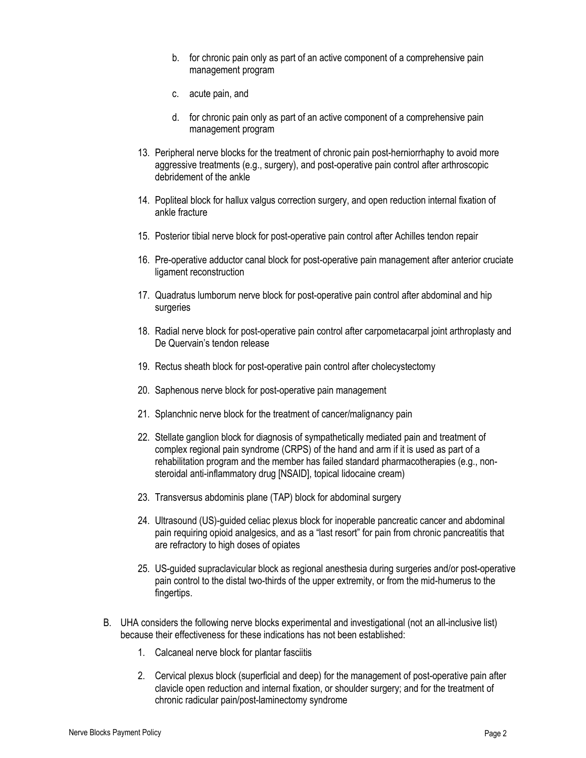b. for chronic pain only as part of an active component of a comprehensive pain management program

  c. acute pain, and

  d. for chronic pain only as part of an active component of a comprehensive pain management program

13. Peripheral nerve blocks for the treatment of chronic pain post-herniorrhaphy to avoid more aggressive treatments (e.g., surgery), and post-operative pain control after arthroscopic debridement of the ankle

14. Popliteal block for hallux valgus correction surgery, and open reduction internal fixation of ankle fracture

15. Posterior tibial nerve block for post-operative pain control after Achilles tendon repair

16. Pre-operative adductor canal block for post-operative pain management after anterior cruciate ligament reconstruction

17. Quadratus lumborum nerve block for post-operative pain control after abdominal and hip surgeries

18. Radial nerve block for post-operative pain control after carpometacarpal joint arthroplasty and De Quervain's tendon release

19. Rectus sheath block for post-operative pain control after cholecystectomy

20. Saphenous nerve block for post-operative pain management

21. Splanchnic nerve block for the treatment of cancer/malignancy pain

22. Stellate ganglion block for diagnosis of sympathetically mediated pain and treatment of complex regional pain syndrome (CRPS) of the hand and arm if it is used as part of a rehabilitation program and the member has failed standard pharmacotherapies (e.g., non-steroidal anti-inflammatory drug [NSAID], topical lidocaine cream)

23. Transversus abdominis plane (TAP) block for abdominal surgery

24. Ultrasound (US)-guided celiac plexus block for inoperable pancreatic cancer and abdominal pain requiring opioid analgesics, and as a "last resort" for pain from chronic pancreatitis that are refractory to high doses of opiates

25. US-guided supraclavicular block as regional anesthesia during surgeries and/or post-operative pain control to the distal two-thirds of the upper extremity, or from the mid-humerus to the fingertips.

B. UHA considers the following nerve blocks experimental and investigational (not an all-inclusive list) because their effectiveness for these indications has not been established:

  1. Calcaneal nerve block for plantar fasciitis

  2. Cervical plexus block (superficial and deep) for the management of post-operative pain after clavicle open reduction and internal fixation, or shoulder surgery; and for the treatment of chronic radicular pain/post-laminectomy syndrome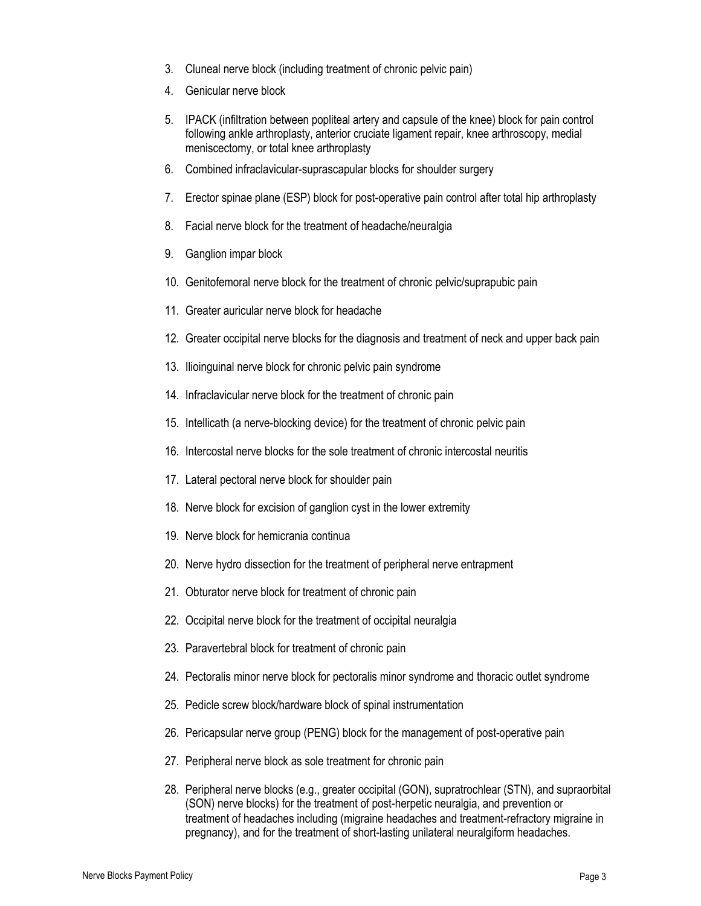3. Cluneal nerve block (including treatment of chronic pelvic pain)
4. Genicular nerve block
5. IPACK (infiltration between popliteal artery and capsule of the knee) block for pain control following ankle arthroplasty, anterior cruciate ligament repair, knee arthroscopy, medial meniscectomy, or total knee arthroplasty
6. Combined infraclavicular-suprascapular blocks for shoulder surgery
7. Erector spinae plane (ESP) block for post-operative pain control after total hip arthroplasty
8. Facial nerve block for the treatment of headache/neuralgia
9. Ganglion impar block
10. Genitofemoral nerve block for the treatment of chronic pelvic/suprapubic pain
11. Greater auricular nerve block for headache
12. Greater occipital nerve blocks for the diagnosis and treatment of neck and upper back pain
13. Ilioinguinal nerve block for chronic pelvic pain syndrome
14. Infraclavicular nerve block for the treatment of chronic pain
15. Intellicath (a nerve-blocking device) for the treatment of chronic pelvic pain
16. Intercostal nerve blocks for the sole treatment of chronic intercostal neuritis
17. Lateral pectoral nerve block for shoulder pain
18. Nerve block for excision of ganglion cyst in the lower extremity
19. Nerve block for hemicrania continua
20. Nerve hydro dissection for the treatment of peripheral nerve entrapment
21. Obturator nerve block for treatment of chronic pain
22. Occipital nerve block for the treatment of occipital neuralgia
23. Paravertebral block for treatment of chronic pain
24. Pectoralis minor nerve block for pectoralis minor syndrome and thoracic outlet syndrome
25. Pedicle screw block/hardware block of spinal instrumentation
26. Pericapsular nerve group (PENG) block for the management of post-operative pain
27. Peripheral nerve block as sole treatment for chronic pain
28. Peripheral nerve blocks (e.g., greater occipital (GON), supratrochlear (STN), and supraorbital (SON) nerve blocks) for the treatment of post-herpetic neuralgia, and prevention or treatment of headaches including (migraine headaches and treatment-refractory migraine in pregnancy), and for the treatment of short-lasting unilateral neuralgiform headaches.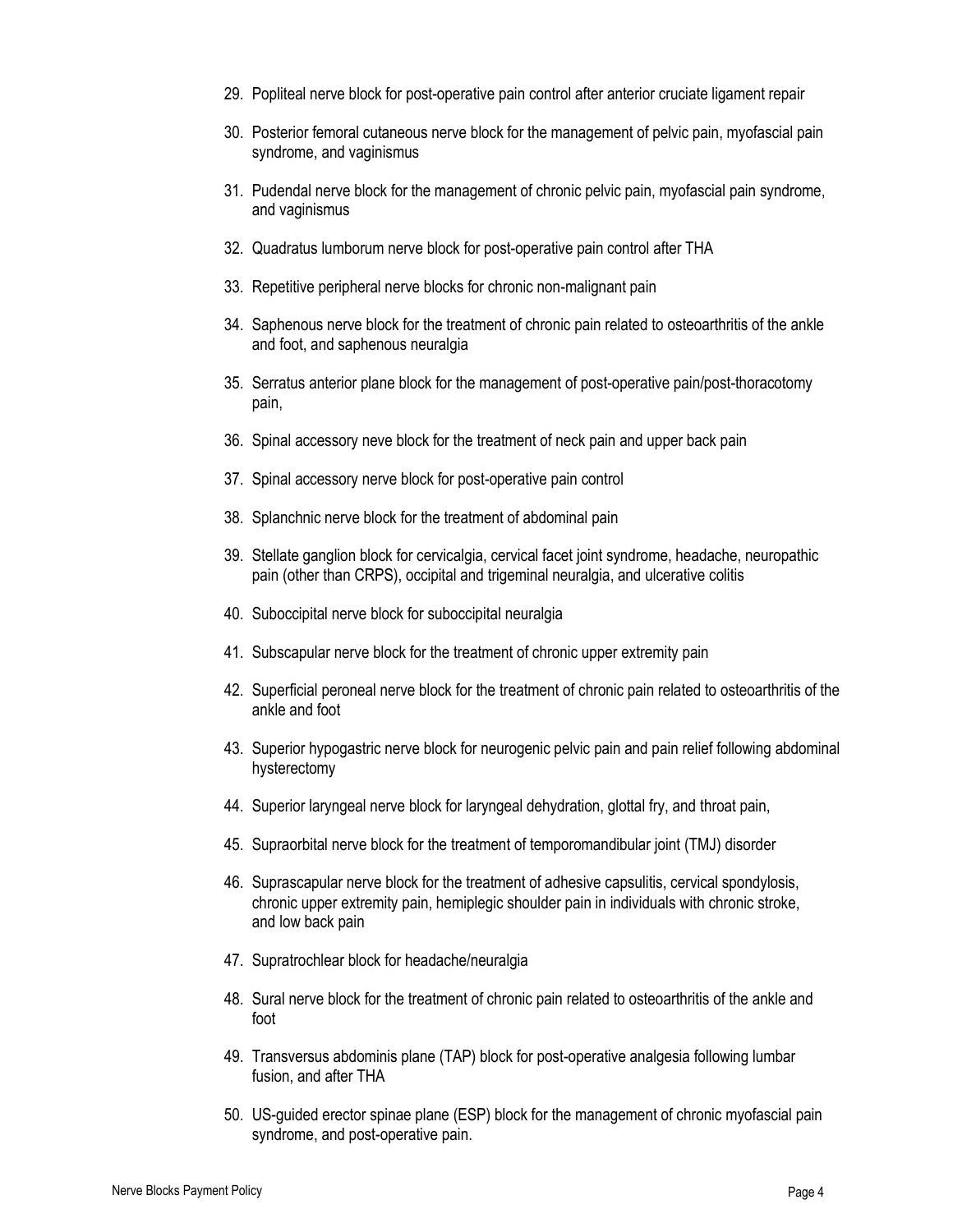29. Popliteal nerve block for post-operative pain control after anterior cruciate ligament repair
30. Posterior femoral cutaneous nerve block for the management of pelvic pain, myofascial pain syndrome, and vaginismus
31. Pudendal nerve block for the management of chronic pelvic pain, myofascial pain syndrome, and vaginismus
32. Quadratus lumborum nerve block for post-operative pain control after THA
33. Repetitive peripheral nerve blocks for chronic non-malignant pain
34. Saphenous nerve block for the treatment of chronic pain related to osteoarthritis of the ankle and foot, and saphenous neuralgia
35. Serratus anterior plane block for the management of post-operative pain/post-thoracotomy pain,
36. Spinal accessory neve block for the treatment of neck pain and upper back pain
37. Spinal accessory nerve block for post-operative pain control
38. Splanchnic nerve block for the treatment of abdominal pain
39. Stellate ganglion block for cervicalgia, cervical facet joint syndrome, headache, neuropathic pain (other than CRPS), occipital and trigeminal neuralgia, and ulcerative colitis
40. Suboccipital nerve block for suboccipital neuralgia
41. Subscapular nerve block for the treatment of chronic upper extremity pain
42. Superficial peroneal nerve block for the treatment of chronic pain related to osteoarthritis of the ankle and foot
43. Superior hypogastric nerve block for neurogenic pelvic pain and pain relief following abdominal hysterectomy
44. Superior laryngeal nerve block for laryngeal dehydration, glottal fry, and throat pain,
45. Supraorbital nerve block for the treatment of temporomandibular joint (TMJ) disorder
46. Suprascapular nerve block for the treatment of adhesive capsulitis, cervical spondylosis, chronic upper extremity pain, hemiplegic shoulder pain in individuals with chronic stroke, and low back pain
47. Supratrochlear block for headache/neuralgia
48. Sural nerve block for the treatment of chronic pain related to osteoarthritis of the ankle and foot
49. Transversus abdominis plane (TAP) block for post-operative analgesia following lumbar fusion, and after THA
50. US-guided erector spinae plane (ESP) block for the management of chronic myofascial pain syndrome, and post-operative pain.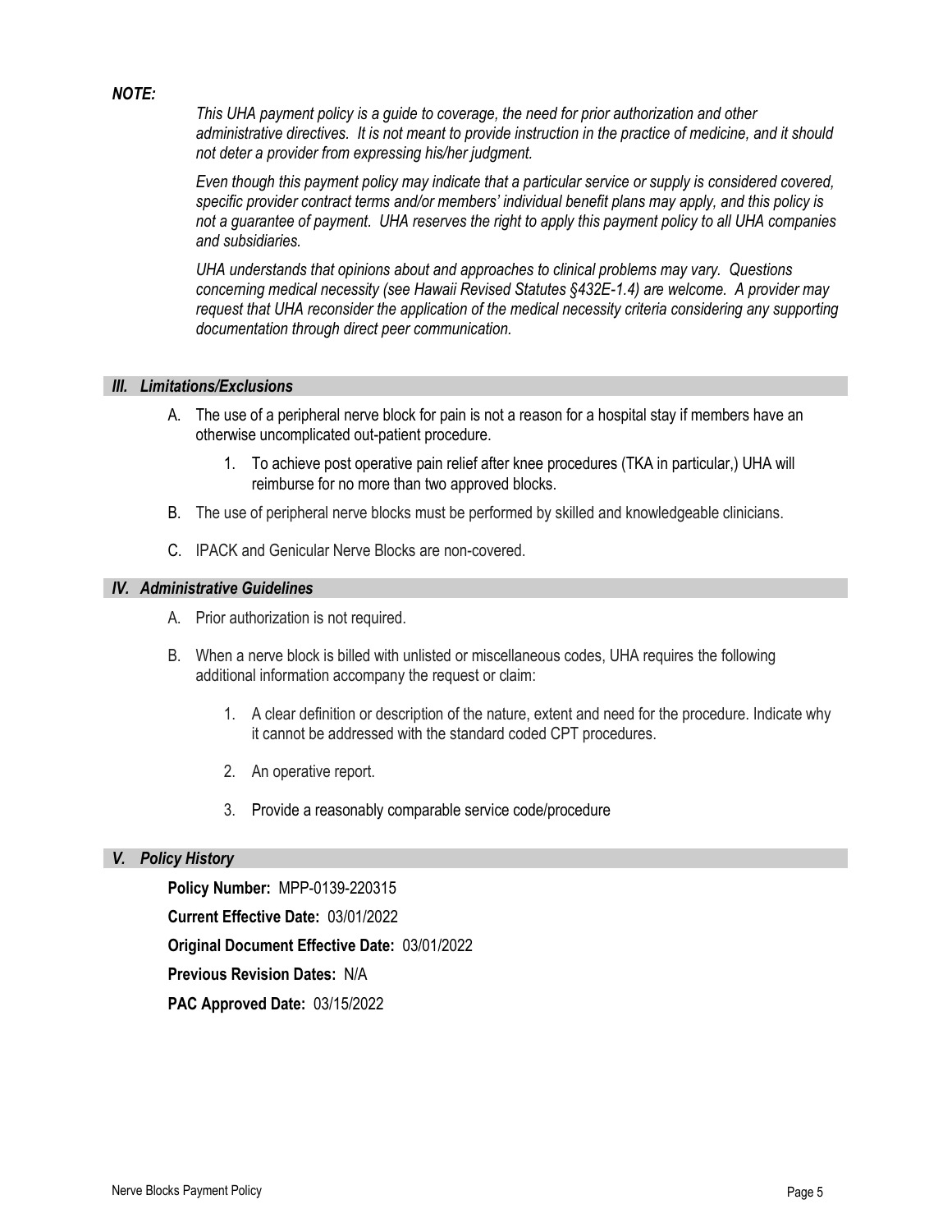***NOTE:***

*This UHA payment policy is a guide to coverage, the need for prior authorization and other administrative directives. It is not meant to provide instruction in the practice of medicine, and it should not deter a provider from expressing his/her judgment.*

*Even though this payment policy may indicate that a particular service or supply is considered covered, specific provider contract terms and/or members' individual benefit plans may apply, and this policy is not a guarantee of payment. UHA reserves the right to apply this payment policy to all UHA companies and subsidiaries.*

*UHA understands that opinions about and approaches to clinical problems may vary. Questions concerning medical necessity (see Hawaii Revised Statutes §432E-1.4) are welcome. A provider may request that UHA reconsider the application of the medical necessity criteria considering any supporting documentation through direct peer communication.*

## *III. Limitations/Exclusions*

A. The use of a peripheral nerve block for pain is not a reason for a hospital stay if members have an otherwise uncomplicated out-patient procedure.

   1. To achieve post operative pain relief after knee procedures (TKA in particular,) UHA will reimburse for no more than two approved blocks.

B. The use of peripheral nerve blocks must be performed by skilled and knowledgeable clinicians.

C. IPACK and Genicular Nerve Blocks are non-covered.

## *IV. Administrative Guidelines*

A. Prior authorization is not required.

B. When a nerve block is billed with unlisted or miscellaneous codes, UHA requires the following additional information accompany the request or claim:

   1. A clear definition or description of the nature, extent and need for the procedure. Indicate why it cannot be addressed with the standard coded CPT procedures.

   2. An operative report.

   3. Provide a reasonably comparable service code/procedure

## *V. Policy History*

**Policy Number:** MPP-0139-220315

**Current Effective Date:** 03/01/2022

**Original Document Effective Date:** 03/01/2022

**Previous Revision Dates:** N/A

**PAC Approved Date:** 03/15/2022